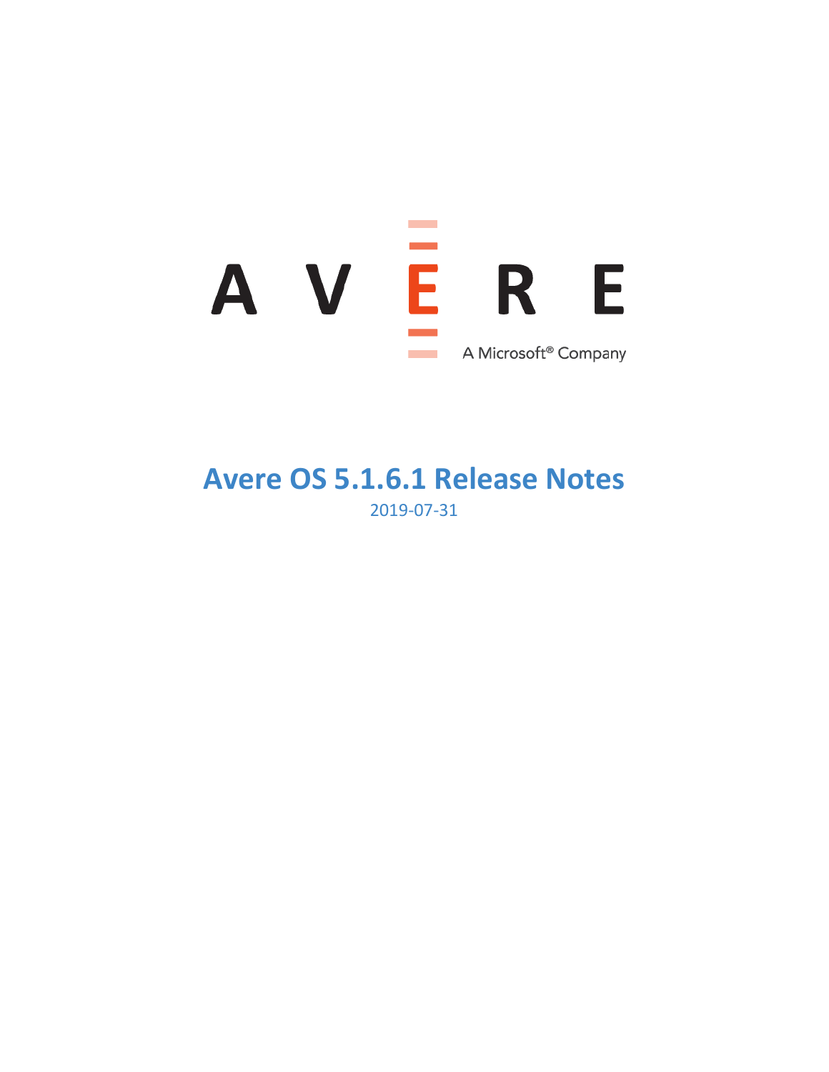AVERE

A Microsoft® Company

# Avere OS 5.1.6.1 Release Notes

2019-07-31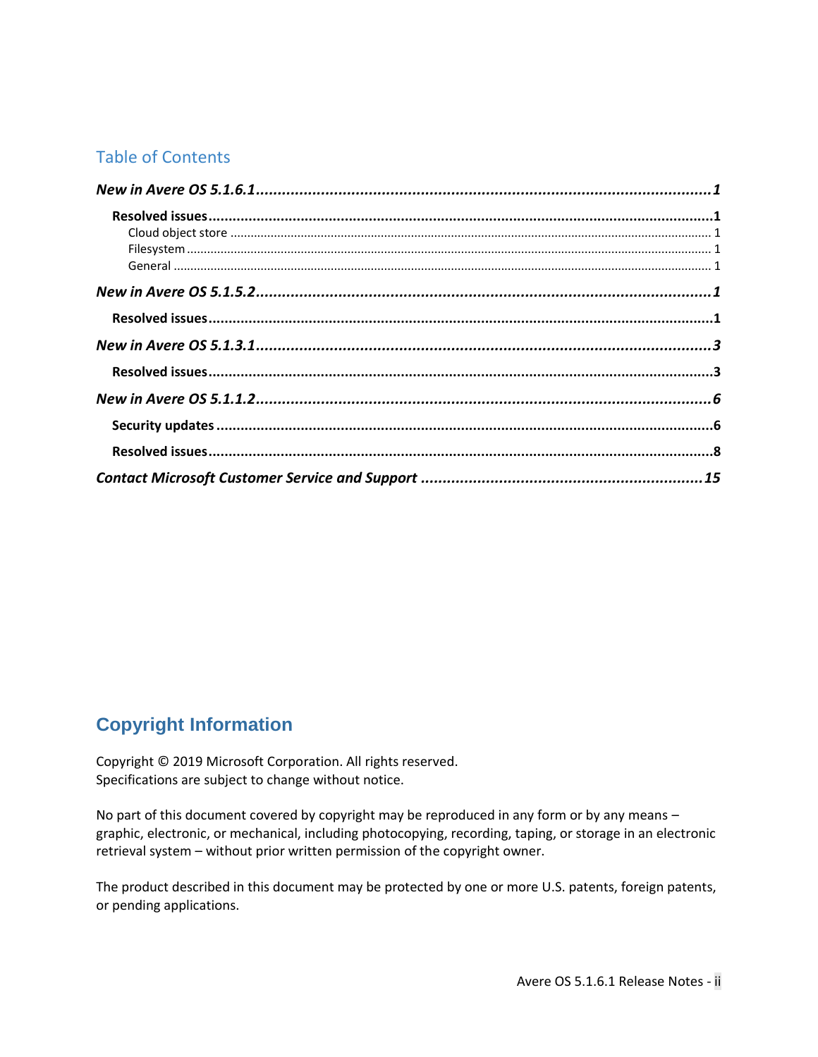## Table of Contents

***New in Avere OS 5.1.6.1*** ........................................................................ ***1***

**Resolved issues** ........................................................................ **1**

Cloud object store ........................................................................ 1

Filesystem ........................................................................ 1

General ........................................................................ 1

***New in Avere OS 5.1.5.2*** ........................................................................ ***1***

**Resolved issues** ........................................................................ **1**

***New in Avere OS 5.1.3.1*** ........................................................................ ***3***

**Resolved issues** ........................................................................ **3**

***New in Avere OS 5.1.1.2*** ........................................................................ ***6***

**Security updates** ........................................................................ **6**

**Resolved issues** ........................................................................ **8**

***Contact Microsoft Customer Service and Support*** ........................................ ***15***

## Copyright Information

Copyright © 2019 Microsoft Corporation. All rights reserved.
Specifications are subject to change without notice.

No part of this document covered by copyright may be reproduced in any form or by any means – graphic, electronic, or mechanical, including photocopying, recording, taping, or storage in an electronic retrieval system – without prior written permission of the copyright owner.

The product described in this document may be protected by one or more U.S. patents, foreign patents, or pending applications.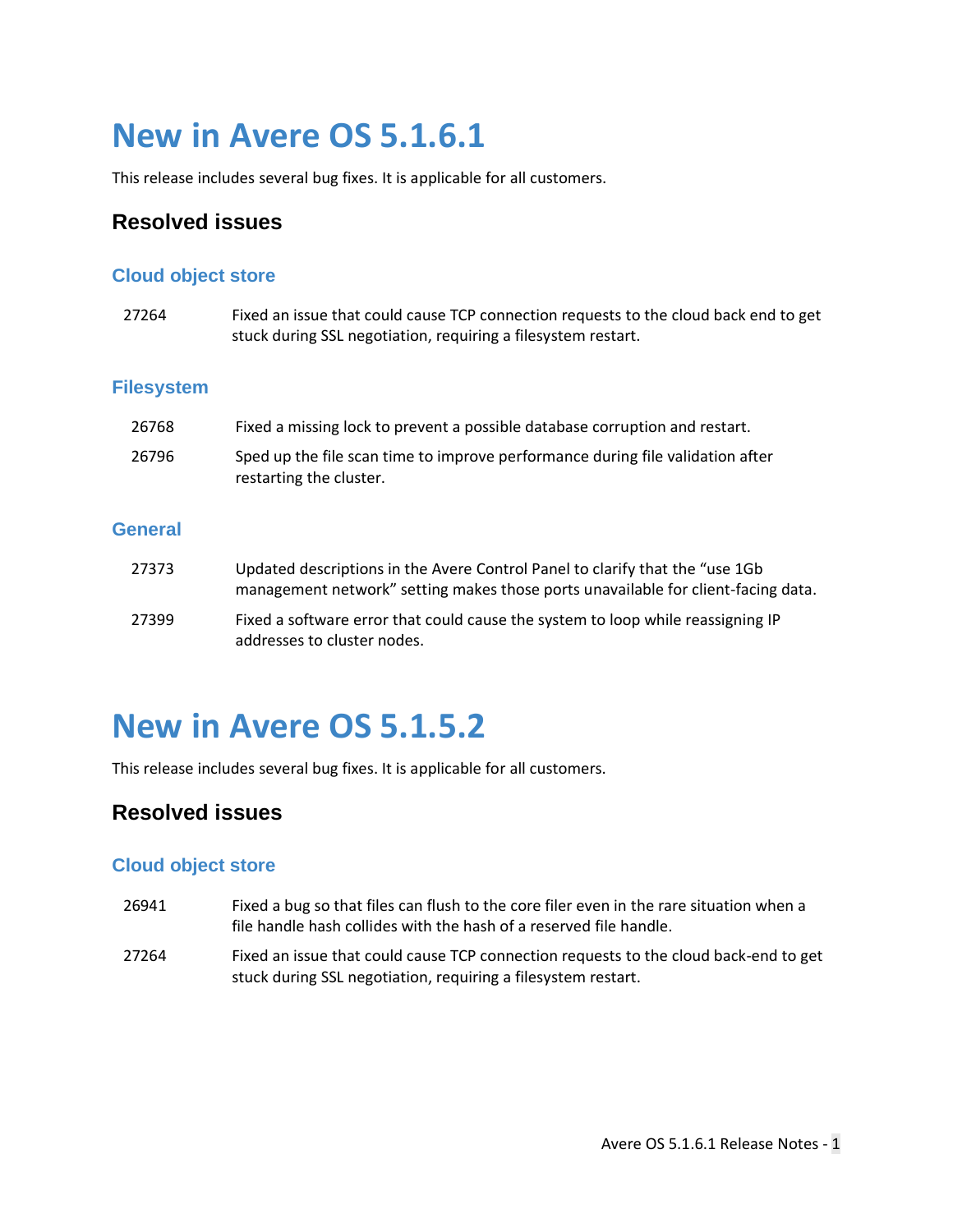# New in Avere OS 5.1.6.1

This release includes several bug fixes. It is applicable for all customers.

## Resolved issues

### Cloud object store

| | |
|---|---|
| 27264 | Fixed an issue that could cause TCP connection requests to the cloud back end to get stuck during SSL negotiation, requiring a filesystem restart. |

### Filesystem

| | |
|---|---|
| 26768 | Fixed a missing lock to prevent a possible database corruption and restart. |
| 26796 | Sped up the file scan time to improve performance during file validation after restarting the cluster. |

### General

| | |
|---|---|
| 27373 | Updated descriptions in the Avere Control Panel to clarify that the “use 1Gb management network” setting makes those ports unavailable for client-facing data. |
| 27399 | Fixed a software error that could cause the system to loop while reassigning IP addresses to cluster nodes. |

# New in Avere OS 5.1.5.2

This release includes several bug fixes. It is applicable for all customers.

## Resolved issues

### Cloud object store

| | |
|---|---|
| 26941 | Fixed a bug so that files can flush to the core filer even in the rare situation when a file handle hash collides with the hash of a reserved file handle. |
| 27264 | Fixed an issue that could cause TCP connection requests to the cloud back-end to get stuck during SSL negotiation, requiring a filesystem restart. |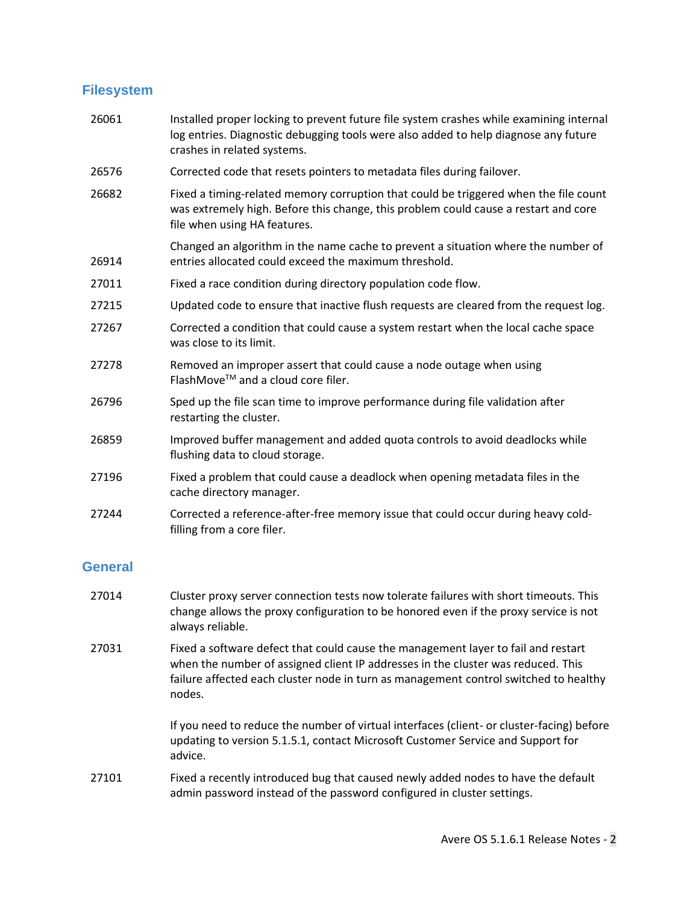## Filesystem

| | |
|---|---|
| 26061 | Installed proper locking to prevent future file system crashes while examining internal log entries. Diagnostic debugging tools were also added to help diagnose any future crashes in related systems. |
| 26576 | Corrected code that resets pointers to metadata files during failover. |
| 26682 | Fixed a timing-related memory corruption that could be triggered when the file count was extremely high. Before this change, this problem could cause a restart and core file when using HA features. |
| 26914 | Changed an algorithm in the name cache to prevent a situation where the number of entries allocated could exceed the maximum threshold. |
| 27011 | Fixed a race condition during directory population code flow. |
| 27215 | Updated code to ensure that inactive flush requests are cleared from the request log. |
| 27267 | Corrected a condition that could cause a system restart when the local cache space was close to its limit. |
| 27278 | Removed an improper assert that could cause a node outage when using FlashMove™ and a cloud core filer. |
| 26796 | Sped up the file scan time to improve performance during file validation after restarting the cluster. |
| 26859 | Improved buffer management and added quota controls to avoid deadlocks while flushing data to cloud storage. |
| 27196 | Fixed a problem that could cause a deadlock when opening metadata files in the cache directory manager. |
| 27244 | Corrected a reference-after-free memory issue that could occur during heavy cold-filling from a core filer. |

## General

| | |
|---|---|
| 27014 | Cluster proxy server connection tests now tolerate failures with short timeouts. This change allows the proxy configuration to be honored even if the proxy service is not always reliable. |
| 27031 | Fixed a software defect that could cause the management layer to fail and restart when the number of assigned client IP addresses in the cluster was reduced. This failure affected each cluster node in turn as management control switched to healthy nodes.<br><br>If you need to reduce the number of virtual interfaces (client- or cluster-facing) before updating to version 5.1.5.1, contact Microsoft Customer Service and Support for advice. |
| 27101 | Fixed a recently introduced bug that caused newly added nodes to have the default admin password instead of the password configured in cluster settings. |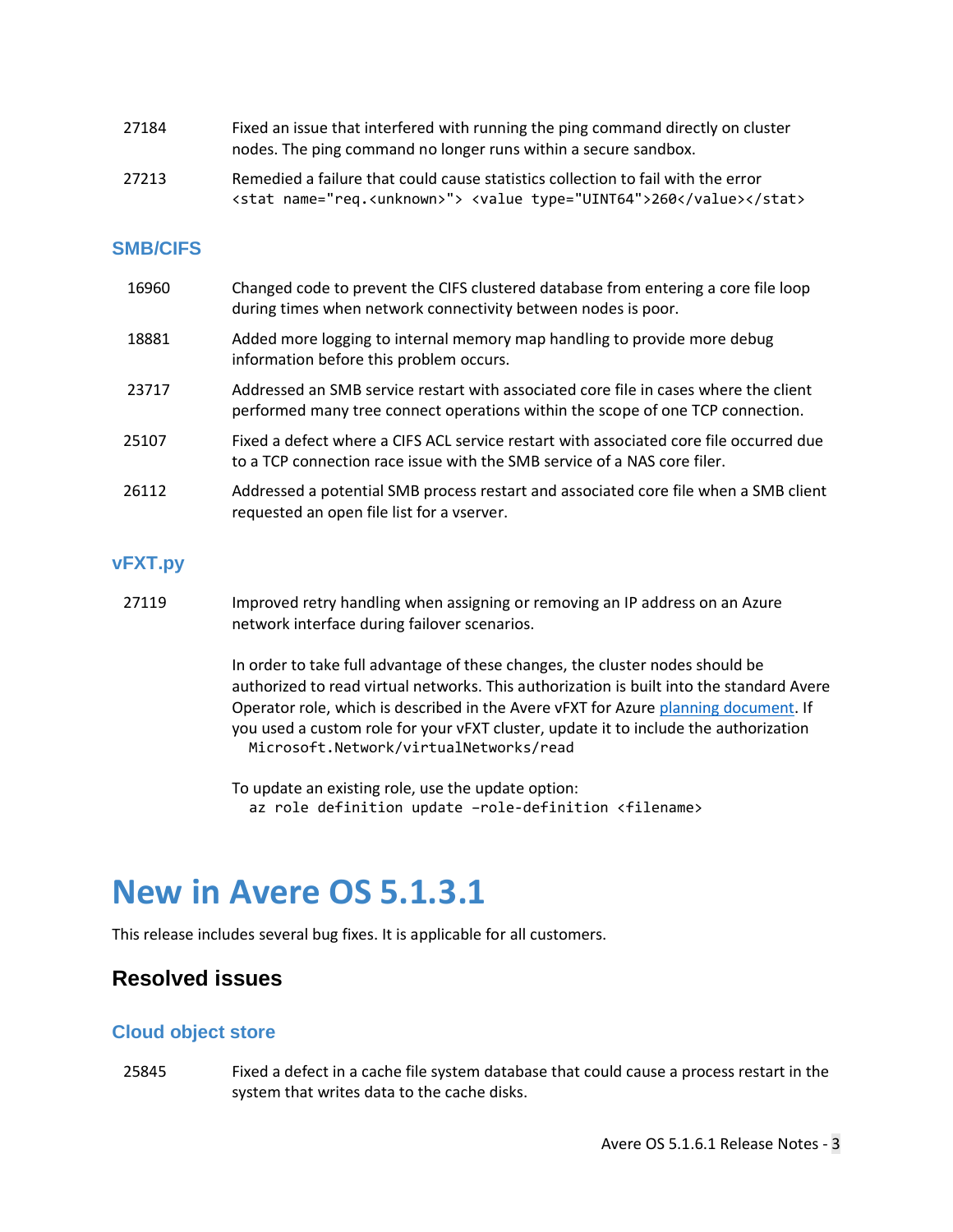| | |
|---|---|
| 27184 | Fixed an issue that interfered with running the ping command directly on cluster nodes. The ping command no longer runs within a secure sandbox. |
| 27213 | Remedied a failure that could cause statistics collection to fail with the error `<stat name="req.<unknown>"> <value type="UINT64">260</value></stat>` |

### SMB/CIFS

| | |
|---|---|
| 16960 | Changed code to prevent the CIFS clustered database from entering a core file loop during times when network connectivity between nodes is poor. |
| 18881 | Added more logging to internal memory map handling to provide more debug information before this problem occurs. |
| 23717 | Addressed an SMB service restart with associated core file in cases where the client performed many tree connect operations within the scope of one TCP connection. |
| 25107 | Fixed a defect where a CIFS ACL service restart with associated core file occurred due to a TCP connection race issue with the SMB service of a NAS core filer. |
| 26112 | Addressed a potential SMB process restart and associated core file when a SMB client requested an open file list for a vserver. |

### vFXT.py

27119 Improved retry handling when assigning or removing an IP address on an Azure network interface during failover scenarios.

In order to take full advantage of these changes, the cluster nodes should be authorized to read virtual networks. This authorization is built into the standard Avere Operator role, which is described in the Avere vFXT for Azure planning document. If you used a custom role for your vFXT cluster, update it to include the authorization

```
Microsoft.Network/virtualNetworks/read
```

To update an existing role, use the update option:

```
az role definition update –role-definition <filename>
```

# New in Avere OS 5.1.3.1

This release includes several bug fixes. It is applicable for all customers.

## Resolved issues

### Cloud object store

| | |
|---|---|
| 25845 | Fixed a defect in a cache file system database that could cause a process restart in the system that writes data to the cache disks. |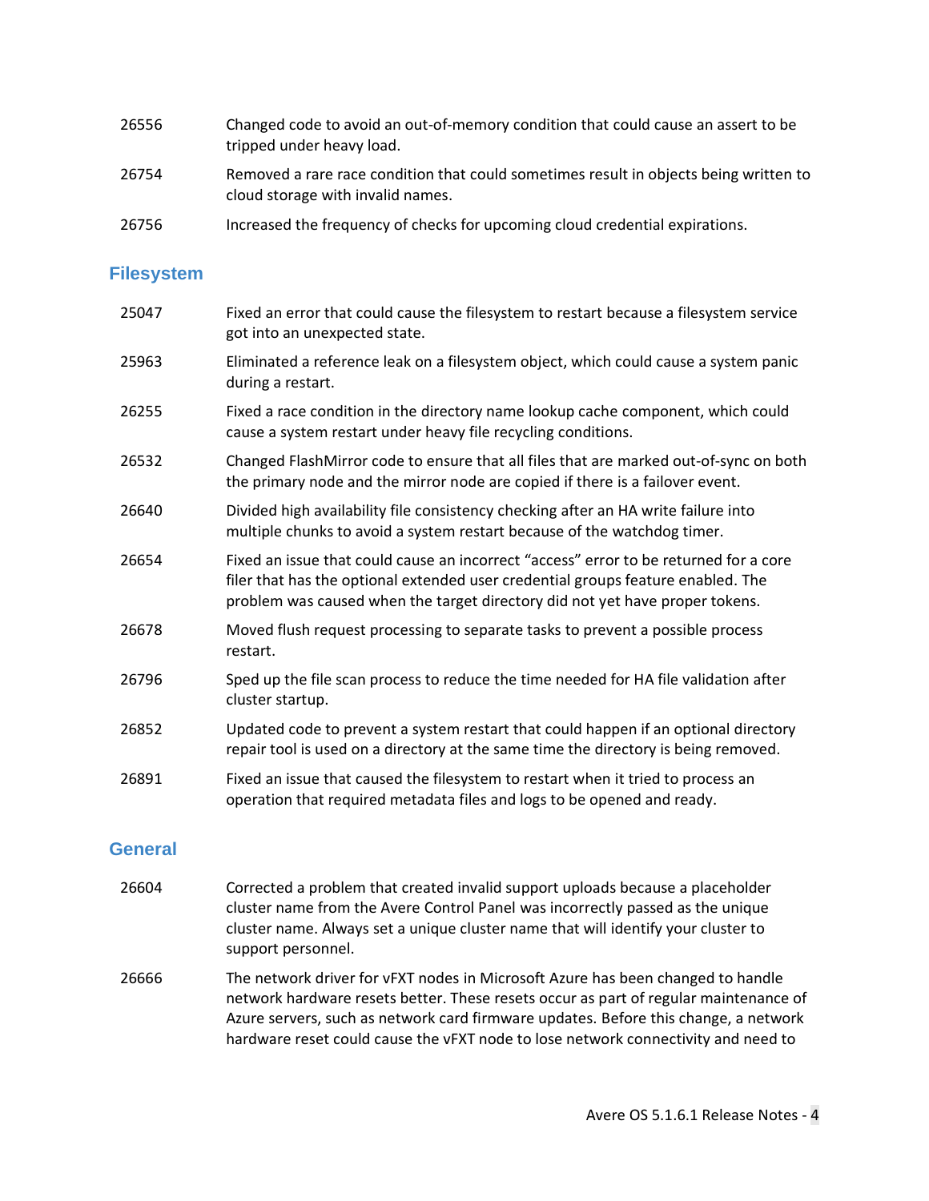| | |
|---|---|
| 26556 | Changed code to avoid an out-of-memory condition that could cause an assert to be tripped under heavy load. |
| 26754 | Removed a rare race condition that could sometimes result in objects being written to cloud storage with invalid names. |
| 26756 | Increased the frequency of checks for upcoming cloud credential expirations. |

### Filesystem

| | |
|---|---|
| 25047 | Fixed an error that could cause the filesystem to restart because a filesystem service got into an unexpected state. |
| 25963 | Eliminated a reference leak on a filesystem object, which could cause a system panic during a restart. |
| 26255 | Fixed a race condition in the directory name lookup cache component, which could cause a system restart under heavy file recycling conditions. |
| 26532 | Changed FlashMirror code to ensure that all files that are marked out-of-sync on both the primary node and the mirror node are copied if there is a failover event. |
| 26640 | Divided high availability file consistency checking after an HA write failure into multiple chunks to avoid a system restart because of the watchdog timer. |
| 26654 | Fixed an issue that could cause an incorrect "access" error to be returned for a core filer that has the optional extended user credential groups feature enabled. The problem was caused when the target directory did not yet have proper tokens. |
| 26678 | Moved flush request processing to separate tasks to prevent a possible process restart. |
| 26796 | Sped up the file scan process to reduce the time needed for HA file validation after cluster startup. |
| 26852 | Updated code to prevent a system restart that could happen if an optional directory repair tool is used on a directory at the same time the directory is being removed. |
| 26891 | Fixed an issue that caused the filesystem to restart when it tried to process an operation that required metadata files and logs to be opened and ready. |

### General

| | |
|---|---|
| 26604 | Corrected a problem that created invalid support uploads because a placeholder cluster name from the Avere Control Panel was incorrectly passed as the unique cluster name. Always set a unique cluster name that will identify your cluster to support personnel. |
| 26666 | The network driver for vFXT nodes in Microsoft Azure has been changed to handle network hardware resets better. These resets occur as part of regular maintenance of Azure servers, such as network card firmware updates. Before this change, a network hardware reset could cause the vFXT node to lose network connectivity and need to |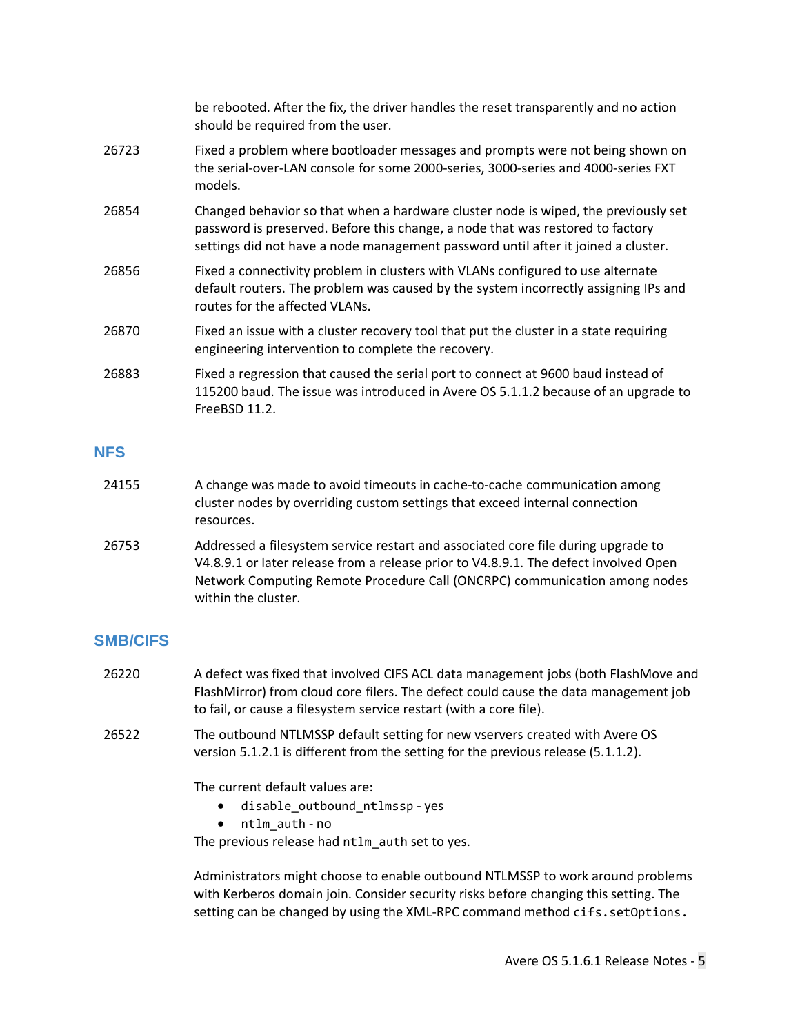be rebooted. After the fix, the driver handles the reset transparently and no action should be required from the user.

| | |
|---|---|
| 26723 | Fixed a problem where bootloader messages and prompts were not being shown on the serial-over-LAN console for some 2000-series, 3000-series and 4000-series FXT models. |
| 26854 | Changed behavior so that when a hardware cluster node is wiped, the previously set password is preserved. Before this change, a node that was restored to factory settings did not have a node management password until after it joined a cluster. |
| 26856 | Fixed a connectivity problem in clusters with VLANs configured to use alternate default routers. The problem was caused by the system incorrectly assigning IPs and routes for the affected VLANs. |
| 26870 | Fixed an issue with a cluster recovery tool that put the cluster in a state requiring engineering intervention to complete the recovery. |
| 26883 | Fixed a regression that caused the serial port to connect at 9600 baud instead of 115200 baud. The issue was introduced in Avere OS 5.1.1.2 because of an upgrade to FreeBSD 11.2. |

### NFS

| | |
|---|---|
| 24155 | A change was made to avoid timeouts in cache-to-cache communication among cluster nodes by overriding custom settings that exceed internal connection resources. |
| 26753 | Addressed a filesystem service restart and associated core file during upgrade to V4.8.9.1 or later release from a release prior to V4.8.9.1. The defect involved Open Network Computing Remote Procedure Call (ONCRPC) communication among nodes within the cluster. |

### SMB/CIFS

26220 — A defect was fixed that involved CIFS ACL data management jobs (both FlashMove and FlashMirror) from cloud core filers. The defect could cause the data management job to fail, or cause a filesystem service restart (with a core file).

26522 — The outbound NTLMSSP default setting for new vservers created with Avere OS version 5.1.2.1 is different from the setting for the previous release (5.1.1.2).

The current default values are:

- `disable_outbound_ntlmssp` - yes
- `ntlm_auth` - no

The previous release had `ntlm_auth` set to yes.

Administrators might choose to enable outbound NTLMSSP to work around problems with Kerberos domain join. Consider security risks before changing this setting. The setting can be changed by using the XML-RPC command method `cifs.setOptions`.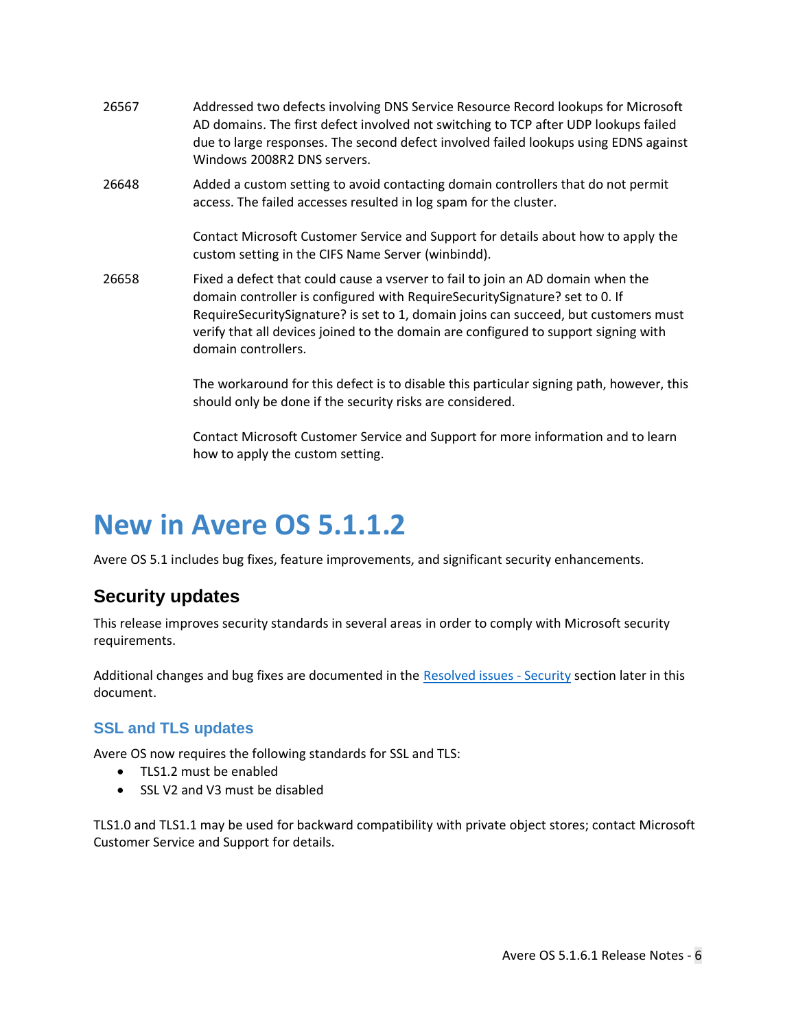| | |
|---|---|
| 26567 | Addressed two defects involving DNS Service Resource Record lookups for Microsoft AD domains. The first defect involved not switching to TCP after UDP lookups failed due to large responses. The second defect involved failed lookups using EDNS against Windows 2008R2 DNS servers. |
| 26648 | Added a custom setting to avoid contacting domain controllers that do not permit access. The failed accesses resulted in log spam for the cluster.<br><br>Contact Microsoft Customer Service and Support for details about how to apply the custom setting in the CIFS Name Server (winbindd). |
| 26658 | Fixed a defect that could cause a vserver to fail to join an AD domain when the domain controller is configured with RequireSecuritySignature? set to 0. If RequireSecuritySignature? is set to 1, domain joins can succeed, but customers must verify that all devices joined to the domain are configured to support signing with domain controllers.<br><br>The workaround for this defect is to disable this particular signing path, however, this should only be done if the security risks are considered.<br><br>Contact Microsoft Customer Service and Support for more information and to learn how to apply the custom setting. |

# New in Avere OS 5.1.1.2

Avere OS 5.1 includes bug fixes, feature improvements, and significant security enhancements.

## Security updates

This release improves security standards in several areas in order to comply with Microsoft security requirements.

Additional changes and bug fixes are documented in the Resolved issues - Security section later in this document.

### SSL and TLS updates

Avere OS now requires the following standards for SSL and TLS:

- TLS1.2 must be enabled
- SSL V2 and V3 must be disabled

TLS1.0 and TLS1.1 may be used for backward compatibility with private object stores; contact Microsoft Customer Service and Support for details.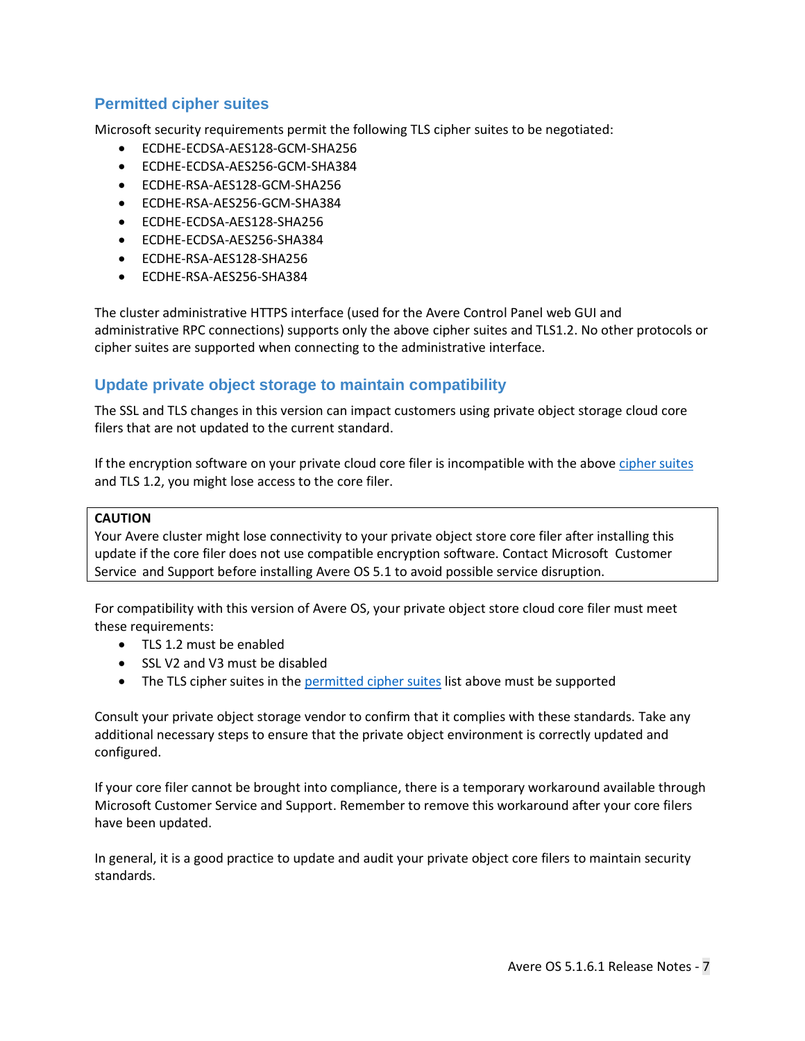## Permitted cipher suites

Microsoft security requirements permit the following TLS cipher suites to be negotiated:

- ECDHE-ECDSA-AES128-GCM-SHA256
- ECDHE-ECDSA-AES256-GCM-SHA384
- ECDHE-RSA-AES128-GCM-SHA256
- ECDHE-RSA-AES256-GCM-SHA384
- ECDHE-ECDSA-AES128-SHA256
- ECDHE-ECDSA-AES256-SHA384
- ECDHE-RSA-AES128-SHA256
- ECDHE-RSA-AES256-SHA384

The cluster administrative HTTPS interface (used for the Avere Control Panel web GUI and administrative RPC connections) supports only the above cipher suites and TLS1.2. No other protocols or cipher suites are supported when connecting to the administrative interface.

## Update private object storage to maintain compatibility

The SSL and TLS changes in this version can impact customers using private object storage cloud core filers that are not updated to the current standard.

If the encryption software on your private cloud core filer is incompatible with the above cipher suites and TLS 1.2, you might lose access to the core filer.

| **CAUTION** |
| --- |
| Your Avere cluster might lose connectivity to your private object store core filer after installing this update if the core filer does not use compatible encryption software. Contact Microsoft Customer Service and Support before installing Avere OS 5.1 to avoid possible service disruption. |

For compatibility with this version of Avere OS, your private object store cloud core filer must meet these requirements:

- TLS 1.2 must be enabled
- SSL V2 and V3 must be disabled
- The TLS cipher suites in the permitted cipher suites list above must be supported

Consult your private object storage vendor to confirm that it complies with these standards. Take any additional necessary steps to ensure that the private object environment is correctly updated and configured.

If your core filer cannot be brought into compliance, there is a temporary workaround available through Microsoft Customer Service and Support. Remember to remove this workaround after your core filers have been updated.

In general, it is a good practice to update and audit your private object core filers to maintain security standards.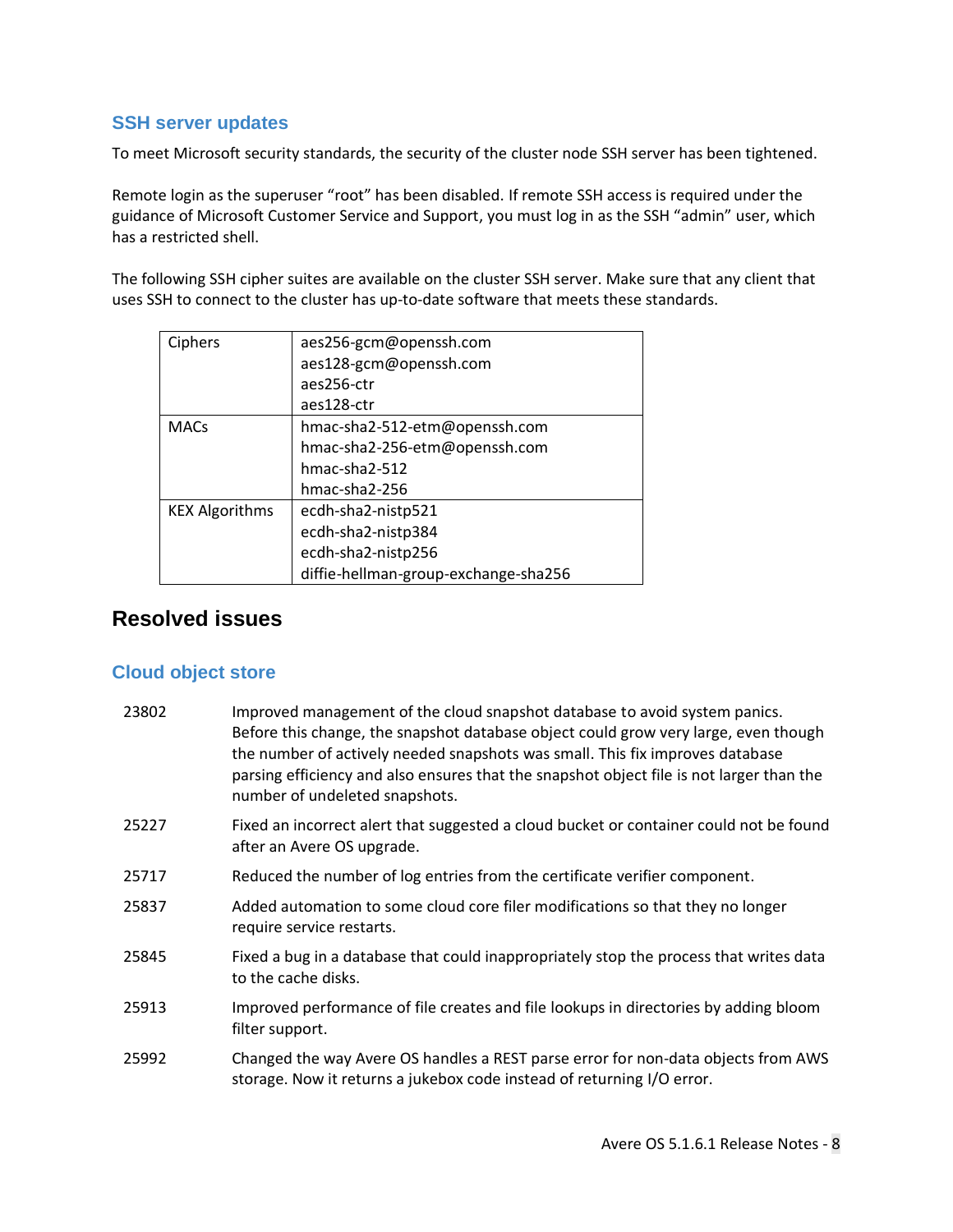### SSH server updates

To meet Microsoft security standards, the security of the cluster node SSH server has been tightened.

Remote login as the superuser "root" has been disabled. If remote SSH access is required under the guidance of Microsoft Customer Service and Support, you must log in as the SSH "admin" user, which has a restricted shell.

The following SSH cipher suites are available on the cluster SSH server. Make sure that any client that uses SSH to connect to the cluster has up-to-date software that meets these standards.

| | |
|---|---|
| Ciphers | aes256-gcm@openssh.com<br>aes128-gcm@openssh.com<br>aes256-ctr<br>aes128-ctr |
| MACs | hmac-sha2-512-etm@openssh.com<br>hmac-sha2-256-etm@openssh.com<br>hmac-sha2-512<br>hmac-sha2-256 |
| KEX Algorithms | ecdh-sha2-nistp521<br>ecdh-sha2-nistp384<br>ecdh-sha2-nistp256<br>diffie-hellman-group-exchange-sha256 |

## Resolved issues

### Cloud object store

| | |
|---|---|
| 23802 | Improved management of the cloud snapshot database to avoid system panics. Before this change, the snapshot database object could grow very large, even though the number of actively needed snapshots was small. This fix improves database parsing efficiency and also ensures that the snapshot object file is not larger than the number of undeleted snapshots. |
| 25227 | Fixed an incorrect alert that suggested a cloud bucket or container could not be found after an Avere OS upgrade. |
| 25717 | Reduced the number of log entries from the certificate verifier component. |
| 25837 | Added automation to some cloud core filer modifications so that they no longer require service restarts. |
| 25845 | Fixed a bug in a database that could inappropriately stop the process that writes data to the cache disks. |
| 25913 | Improved performance of file creates and file lookups in directories by adding bloom filter support. |
| 25992 | Changed the way Avere OS handles a REST parse error for non-data objects from AWS storage. Now it returns a jukebox code instead of returning I/O error. |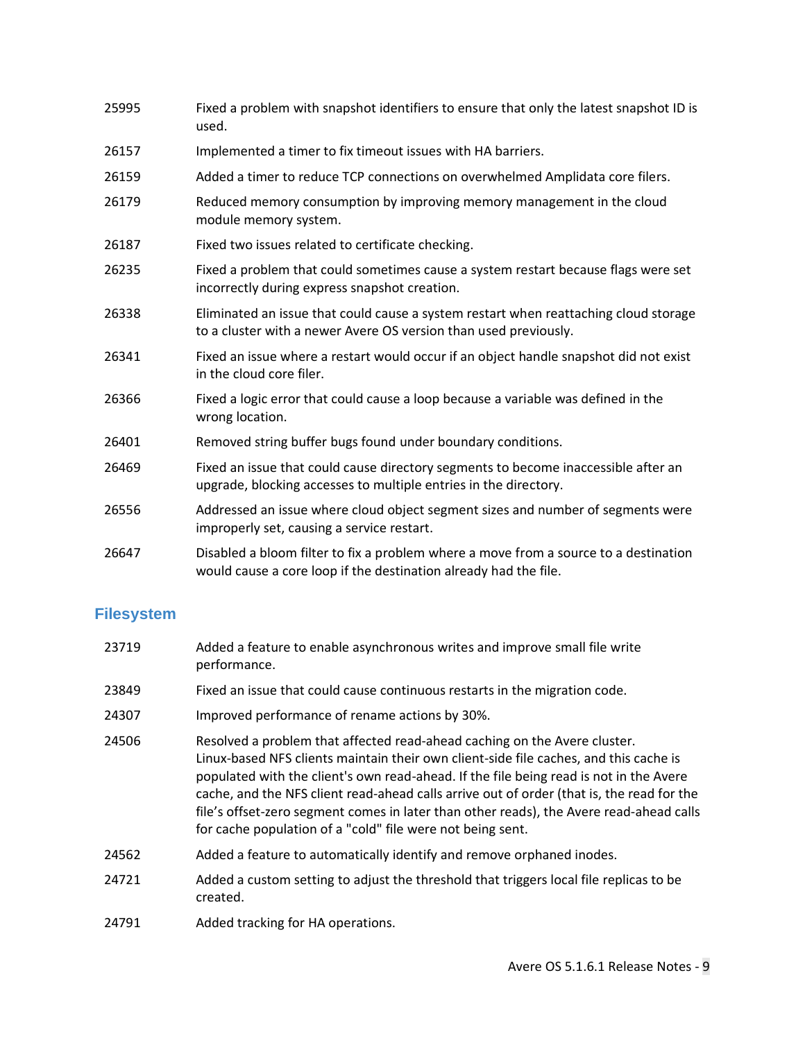| | |
|---|---|
| 25995 | Fixed a problem with snapshot identifiers to ensure that only the latest snapshot ID is used. |
| 26157 | Implemented a timer to fix timeout issues with HA barriers. |
| 26159 | Added a timer to reduce TCP connections on overwhelmed Amplidata core filers. |
| 26179 | Reduced memory consumption by improving memory management in the cloud module memory system. |
| 26187 | Fixed two issues related to certificate checking. |
| 26235 | Fixed a problem that could sometimes cause a system restart because flags were set incorrectly during express snapshot creation. |
| 26338 | Eliminated an issue that could cause a system restart when reattaching cloud storage to a cluster with a newer Avere OS version than used previously. |
| 26341 | Fixed an issue where a restart would occur if an object handle snapshot did not exist in the cloud core filer. |
| 26366 | Fixed a logic error that could cause a loop because a variable was defined in the wrong location. |
| 26401 | Removed string buffer bugs found under boundary conditions. |
| 26469 | Fixed an issue that could cause directory segments to become inaccessible after an upgrade, blocking accesses to multiple entries in the directory. |
| 26556 | Addressed an issue where cloud object segment sizes and number of segments were improperly set, causing a service restart. |
| 26647 | Disabled a bloom filter to fix a problem where a move from a source to a destination would cause a core loop if the destination already had the file. |

## Filesystem

| | |
|---|---|
| 23719 | Added a feature to enable asynchronous writes and improve small file write performance. |
| 23849 | Fixed an issue that could cause continuous restarts in the migration code. |
| 24307 | Improved performance of rename actions by 30%. |
| 24506 | Resolved a problem that affected read-ahead caching on the Avere cluster. Linux-based NFS clients maintain their own client-side file caches, and this cache is populated with the client's own read-ahead. If the file being read is not in the Avere cache, and the NFS client read-ahead calls arrive out of order (that is, the read for the file's offset-zero segment comes in later than other reads), the Avere read-ahead calls for cache population of a "cold" file were not being sent. |
| 24562 | Added a feature to automatically identify and remove orphaned inodes. |
| 24721 | Added a custom setting to adjust the threshold that triggers local file replicas to be created. |
| 24791 | Added tracking for HA operations. |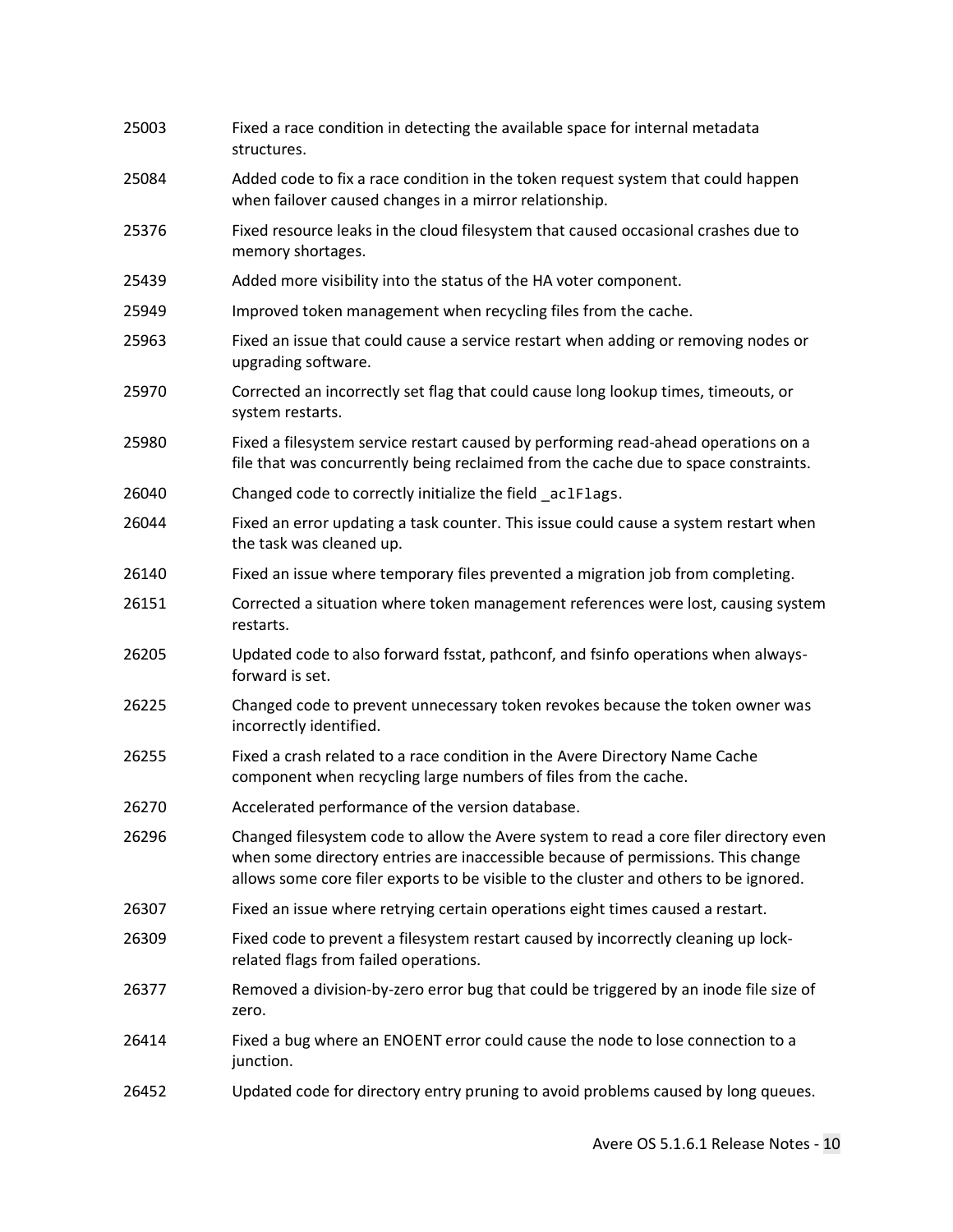| | |
|---|---|
| 25003 | Fixed a race condition in detecting the available space for internal metadata structures. |
| 25084 | Added code to fix a race condition in the token request system that could happen when failover caused changes in a mirror relationship. |
| 25376 | Fixed resource leaks in the cloud filesystem that caused occasional crashes due to memory shortages. |
| 25439 | Added more visibility into the status of the HA voter component. |
| 25949 | Improved token management when recycling files from the cache. |
| 25963 | Fixed an issue that could cause a service restart when adding or removing nodes or upgrading software. |
| 25970 | Corrected an incorrectly set flag that could cause long lookup times, timeouts, or system restarts. |
| 25980 | Fixed a filesystem service restart caused by performing read-ahead operations on a file that was concurrently being reclaimed from the cache due to space constraints. |
| 26040 | Changed code to correctly initialize the field `_aclFlags`. |
| 26044 | Fixed an error updating a task counter. This issue could cause a system restart when the task was cleaned up. |
| 26140 | Fixed an issue where temporary files prevented a migration job from completing. |
| 26151 | Corrected a situation where token management references were lost, causing system restarts. |
| 26205 | Updated code to also forward fsstat, pathconf, and fsinfo operations when always-forward is set. |
| 26225 | Changed code to prevent unnecessary token revokes because the token owner was incorrectly identified. |
| 26255 | Fixed a crash related to a race condition in the Avere Directory Name Cache component when recycling large numbers of files from the cache. |
| 26270 | Accelerated performance of the version database. |
| 26296 | Changed filesystem code to allow the Avere system to read a core filer directory even when some directory entries are inaccessible because of permissions. This change allows some core filer exports to be visible to the cluster and others to be ignored. |
| 26307 | Fixed an issue where retrying certain operations eight times caused a restart. |
| 26309 | Fixed code to prevent a filesystem restart caused by incorrectly cleaning up lock-related flags from failed operations. |
| 26377 | Removed a division-by-zero error bug that could be triggered by an inode file size of zero. |
| 26414 | Fixed a bug where an ENOENT error could cause the node to lose connection to a junction. |
| 26452 | Updated code for directory entry pruning to avoid problems caused by long queues. |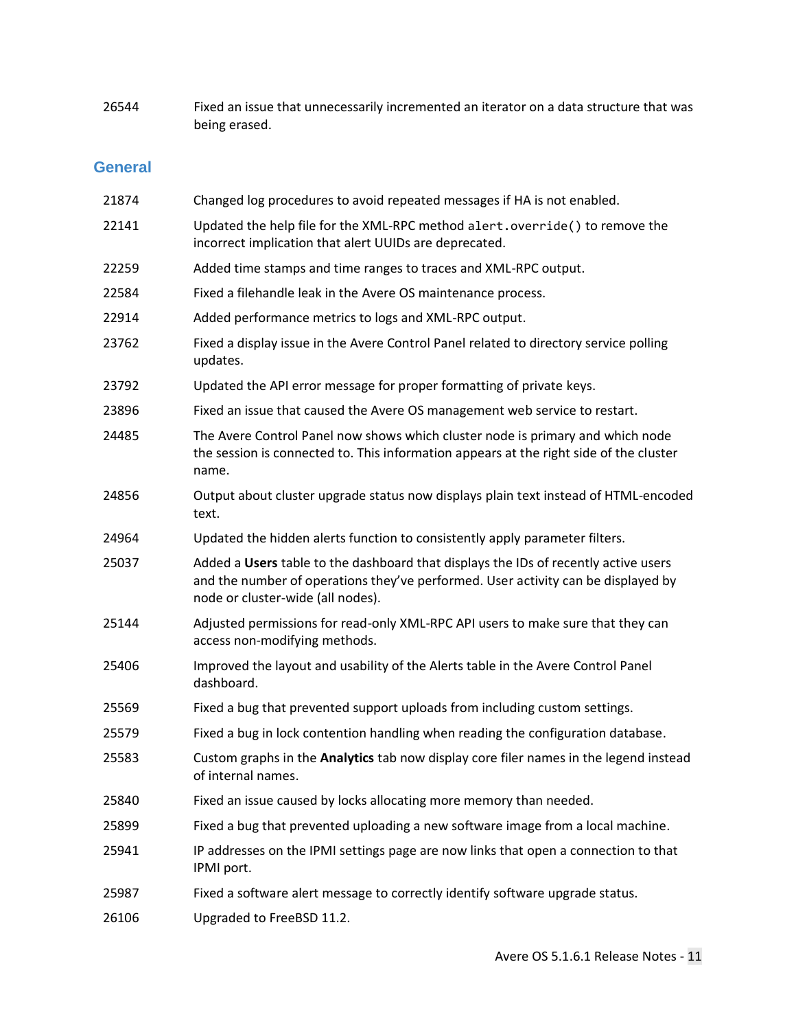| | |
|---|---|
| 26544 | Fixed an issue that unnecessarily incremented an iterator on a data structure that was being erased. |

## General

| | |
|---|---|
| 21874 | Changed log procedures to avoid repeated messages if HA is not enabled. |
| 22141 | Updated the help file for the XML-RPC method `alert.override()` to remove the incorrect implication that alert UUIDs are deprecated. |
| 22259 | Added time stamps and time ranges to traces and XML-RPC output. |
| 22584 | Fixed a filehandle leak in the Avere OS maintenance process. |
| 22914 | Added performance metrics to logs and XML-RPC output. |
| 23762 | Fixed a display issue in the Avere Control Panel related to directory service polling updates. |
| 23792 | Updated the API error message for proper formatting of private keys. |
| 23896 | Fixed an issue that caused the Avere OS management web service to restart. |
| 24485 | The Avere Control Panel now shows which cluster node is primary and which node the session is connected to. This information appears at the right side of the cluster name. |
| 24856 | Output about cluster upgrade status now displays plain text instead of HTML-encoded text. |
| 24964 | Updated the hidden alerts function to consistently apply parameter filters. |
| 25037 | Added a **Users** table to the dashboard that displays the IDs of recently active users and the number of operations they've performed. User activity can be displayed by node or cluster-wide (all nodes). |
| 25144 | Adjusted permissions for read-only XML-RPC API users to make sure that they can access non-modifying methods. |
| 25406 | Improved the layout and usability of the Alerts table in the Avere Control Panel dashboard. |
| 25569 | Fixed a bug that prevented support uploads from including custom settings. |
| 25579 | Fixed a bug in lock contention handling when reading the configuration database. |
| 25583 | Custom graphs in the **Analytics** tab now display core filer names in the legend instead of internal names. |
| 25840 | Fixed an issue caused by locks allocating more memory than needed. |
| 25899 | Fixed a bug that prevented uploading a new software image from a local machine. |
| 25941 | IP addresses on the IPMI settings page are now links that open a connection to that IPMI port. |
| 25987 | Fixed a software alert message to correctly identify software upgrade status. |
| 26106 | Upgraded to FreeBSD 11.2. |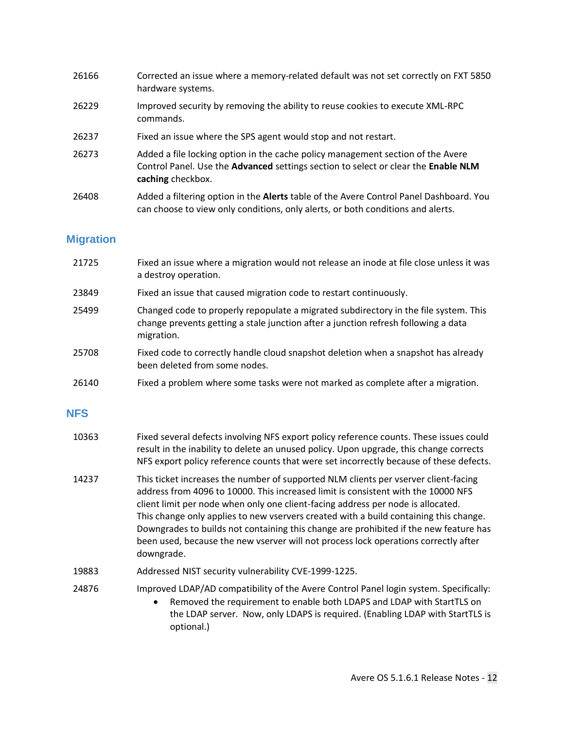| | |
|---|---|
| 26166 | Corrected an issue where a memory-related default was not set correctly on FXT 5850 hardware systems. |
| 26229 | Improved security by removing the ability to reuse cookies to execute XML-RPC commands. |
| 26237 | Fixed an issue where the SPS agent would stop and not restart. |
| 26273 | Added a file locking option in the cache policy management section of the Avere Control Panel. Use the **Advanced** settings section to select or clear the **Enable NLM caching** checkbox. |
| 26408 | Added a filtering option in the **Alerts** table of the Avere Control Panel Dashboard. You can choose to view only conditions, only alerts, or both conditions and alerts. |

### Migration

| | |
|---|---|
| 21725 | Fixed an issue where a migration would not release an inode at file close unless it was a destroy operation. |
| 23849 | Fixed an issue that caused migration code to restart continuously. |
| 25499 | Changed code to properly repopulate a migrated subdirectory in the file system. This change prevents getting a stale junction after a junction refresh following a data migration. |
| 25708 | Fixed code to correctly handle cloud snapshot deletion when a snapshot has already been deleted from some nodes. |
| 26140 | Fixed a problem where some tasks were not marked as complete after a migration. |

### NFS

| | |
|---|---|
| 10363 | Fixed several defects involving NFS export policy reference counts. These issues could result in the inability to delete an unused policy. Upon upgrade, this change corrects NFS export policy reference counts that were set incorrectly because of these defects. |
| 14237 | This ticket increases the number of supported NLM clients per vserver client-facing address from 4096 to 10000. This increased limit is consistent with the 10000 NFS client limit per node when only one client-facing address per node is allocated. This change only applies to new vservers created with a build containing this change. Downgrades to builds not containing this change are prohibited if the new feature has been used, because the new vserver will not process lock operations correctly after downgrade. |
| 19883 | Addressed NIST security vulnerability CVE-1999-1225. |
| 24876 | Improved LDAP/AD compatibility of the Avere Control Panel login system. Specifically: <br>• Removed the requirement to enable both LDAPS and LDAP with StartTLS on the LDAP server. Now, only LDAPS is required. (Enabling LDAP with StartTLS is optional.) |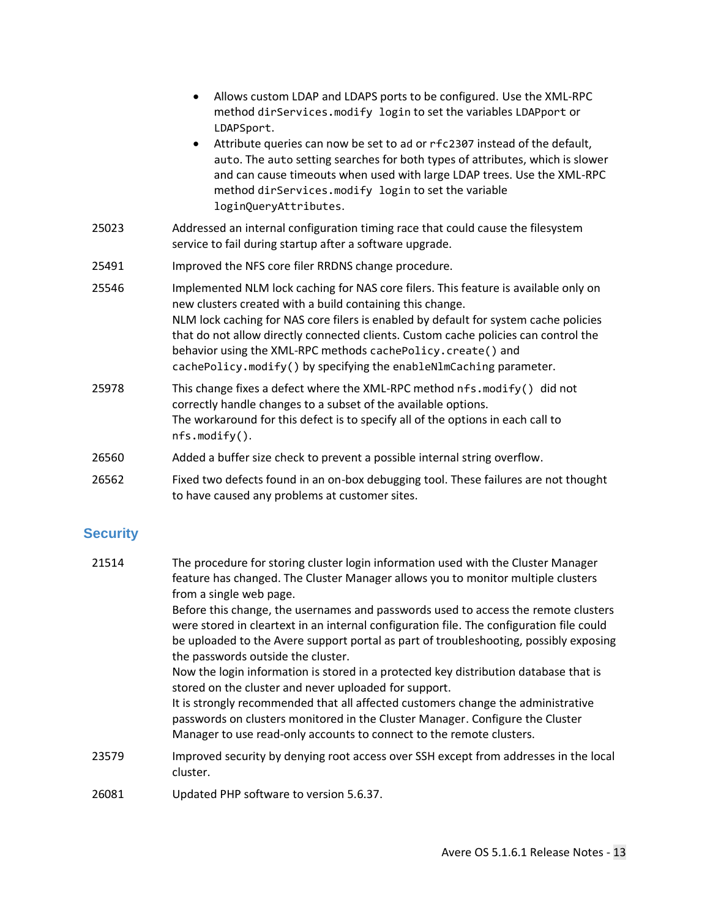- Allows custom LDAP and LDAPS ports to be configured. Use the XML-RPC method `dirServices.modify login` to set the variables `LDAPport` or `LDAPSport`.
- Attribute queries can now be set to `ad` or `rfc2307` instead of the default, `auto`. The `auto` setting searches for both types of attributes, which is slower and can cause timeouts when used with large LDAP trees. Use the XML-RPC method `dirServices.modify login` to set the variable `loginQueryAttributes`.

| | |
|---|---|
| 25023 | Addressed an internal configuration timing race that could cause the filesystem service to fail during startup after a software upgrade. |
| 25491 | Improved the NFS core filer RRDNS change procedure. |
| 25546 | Implemented NLM lock caching for NAS core filers. This feature is available only on new clusters created with a build containing this change.<br>NLM lock caching for NAS core filers is enabled by default for system cache policies that do not allow directly connected clients. Custom cache policies can control the behavior using the XML-RPC methods `cachePolicy.create()` and `cachePolicy.modify()` by specifying the `enableNlmCaching` parameter. |
| 25978 | This change fixes a defect where the XML-RPC method `nfs.modify()` did not correctly handle changes to a subset of the available options.<br>The workaround for this defect is to specify all of the options in each call to `nfs.modify()`. |
| 26560 | Added a buffer size check to prevent a possible internal string overflow. |
| 26562 | Fixed two defects found in an on-box debugging tool. These failures are not thought to have caused any problems at customer sites. |

## Security

| | |
|---|---|
| 21514 | The procedure for storing cluster login information used with the Cluster Manager feature has changed. The Cluster Manager allows you to monitor multiple clusters from a single web page.<br>Before this change, the usernames and passwords used to access the remote clusters were stored in cleartext in an internal configuration file. The configuration file could be uploaded to the Avere support portal as part of troubleshooting, possibly exposing the passwords outside the cluster.<br>Now the login information is stored in a protected key distribution database that is stored on the cluster and never uploaded for support.<br>It is strongly recommended that all affected customers change the administrative passwords on clusters monitored in the Cluster Manager. Configure the Cluster Manager to use read-only accounts to connect to the remote clusters. |
| 23579 | Improved security by denying root access over SSH except from addresses in the local cluster. |
| 26081 | Updated PHP software to version 5.6.37. |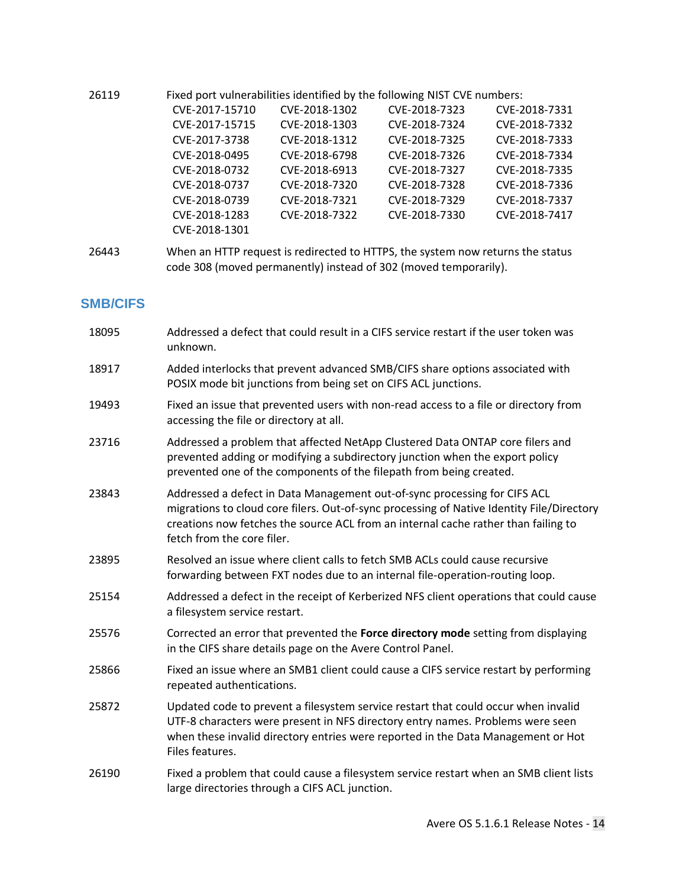| | |
|---|---|
| 26119 | Fixed port vulnerabilities identified by the following NIST CVE numbers: |

| | | | |
|---|---|---|---|
| CVE-2017-15710 | CVE-2018-1302 | CVE-2018-7323 | CVE-2018-7331 |
| CVE-2017-15715 | CVE-2018-1303 | CVE-2018-7324 | CVE-2018-7332 |
| CVE-2017-3738 | CVE-2018-1312 | CVE-2018-7325 | CVE-2018-7333 |
| CVE-2018-0495 | CVE-2018-6798 | CVE-2018-7326 | CVE-2018-7334 |
| CVE-2018-0732 | CVE-2018-6913 | CVE-2018-7327 | CVE-2018-7335 |
| CVE-2018-0737 | CVE-2018-7320 | CVE-2018-7328 | CVE-2018-7336 |
| CVE-2018-0739 | CVE-2018-7321 | CVE-2018-7329 | CVE-2018-7337 |
| CVE-2018-1283 | CVE-2018-7322 | CVE-2018-7330 | CVE-2018-7417 |
| CVE-2018-1301 | | | |

| | |
|---|---|
| 26443 | When an HTTP request is redirected to HTTPS, the system now returns the status code 308 (moved permanently) instead of 302 (moved temporarily). |

### SMB/CIFS

| | |
|---|---|
| 18095 | Addressed a defect that could result in a CIFS service restart if the user token was unknown. |
| 18917 | Added interlocks that prevent advanced SMB/CIFS share options associated with POSIX mode bit junctions from being set on CIFS ACL junctions. |
| 19493 | Fixed an issue that prevented users with non-read access to a file or directory from accessing the file or directory at all. |
| 23716 | Addressed a problem that affected NetApp Clustered Data ONTAP core filers and prevented adding or modifying a subdirectory junction when the export policy prevented one of the components of the filepath from being created. |
| 23843 | Addressed a defect in Data Management out-of-sync processing for CIFS ACL migrations to cloud core filers. Out-of-sync processing of Native Identity File/Directory creations now fetches the source ACL from an internal cache rather than failing to fetch from the core filer. |
| 23895 | Resolved an issue where client calls to fetch SMB ACLs could cause recursive forwarding between FXT nodes due to an internal file-operation-routing loop. |
| 25154 | Addressed a defect in the receipt of Kerberized NFS client operations that could cause a filesystem service restart. |
| 25576 | Corrected an error that prevented the **Force directory mode** setting from displaying in the CIFS share details page on the Avere Control Panel. |
| 25866 | Fixed an issue where an SMB1 client could cause a CIFS service restart by performing repeated authentications. |
| 25872 | Updated code to prevent a filesystem service restart that could occur when invalid UTF-8 characters were present in NFS directory entry names. Problems were seen when these invalid directory entries were reported in the Data Management or Hot Files features. |
| 26190 | Fixed a problem that could cause a filesystem service restart when an SMB client lists large directories through a CIFS ACL junction. |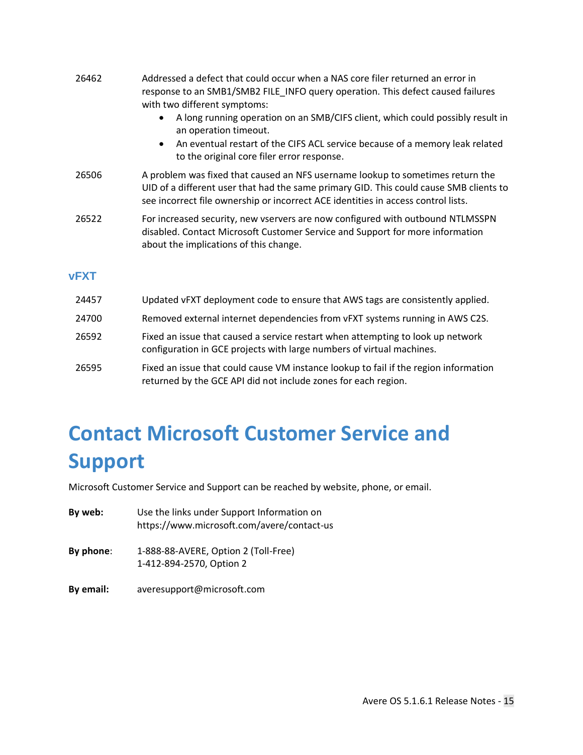| | |
|---|---|
| 26462 | Addressed a defect that could occur when a NAS core filer returned an error in response to an SMB1/SMB2 FILE_INFO query operation. This defect caused failures with two different symptoms:<br>• A long running operation on an SMB/CIFS client, which could possibly result in an operation timeout.<br>• An eventual restart of the CIFS ACL service because of a memory leak related to the original core filer error response. |
| 26506 | A problem was fixed that caused an NFS username lookup to sometimes return the UID of a different user that had the same primary GID. This could cause SMB clients to see incorrect file ownership or incorrect ACE identities in access control lists. |
| 26522 | For increased security, new vservers are now configured with outbound NTLMSSPN disabled. Contact Microsoft Customer Service and Support for more information about the implications of this change. |

### vFXT

| | |
|---|---|
| 24457 | Updated vFXT deployment code to ensure that AWS tags are consistently applied. |
| 24700 | Removed external internet dependencies from vFXT systems running in AWS C2S. |
| 26592 | Fixed an issue that caused a service restart when attempting to look up network configuration in GCE projects with large numbers of virtual machines. |
| 26595 | Fixed an issue that could cause VM instance lookup to fail if the region information returned by the GCE API did not include zones for each region. |

# Contact Microsoft Customer Service and Support

Microsoft Customer Service and Support can be reached by website, phone, or email.

**By web:** Use the links under Support Information on https://www.microsoft.com/avere/contact-us

**By phone**: 1-888-88-AVERE, Option 2 (Toll-Free)
1-412-894-2570, Option 2

**By email:** averesupport@microsoft.com